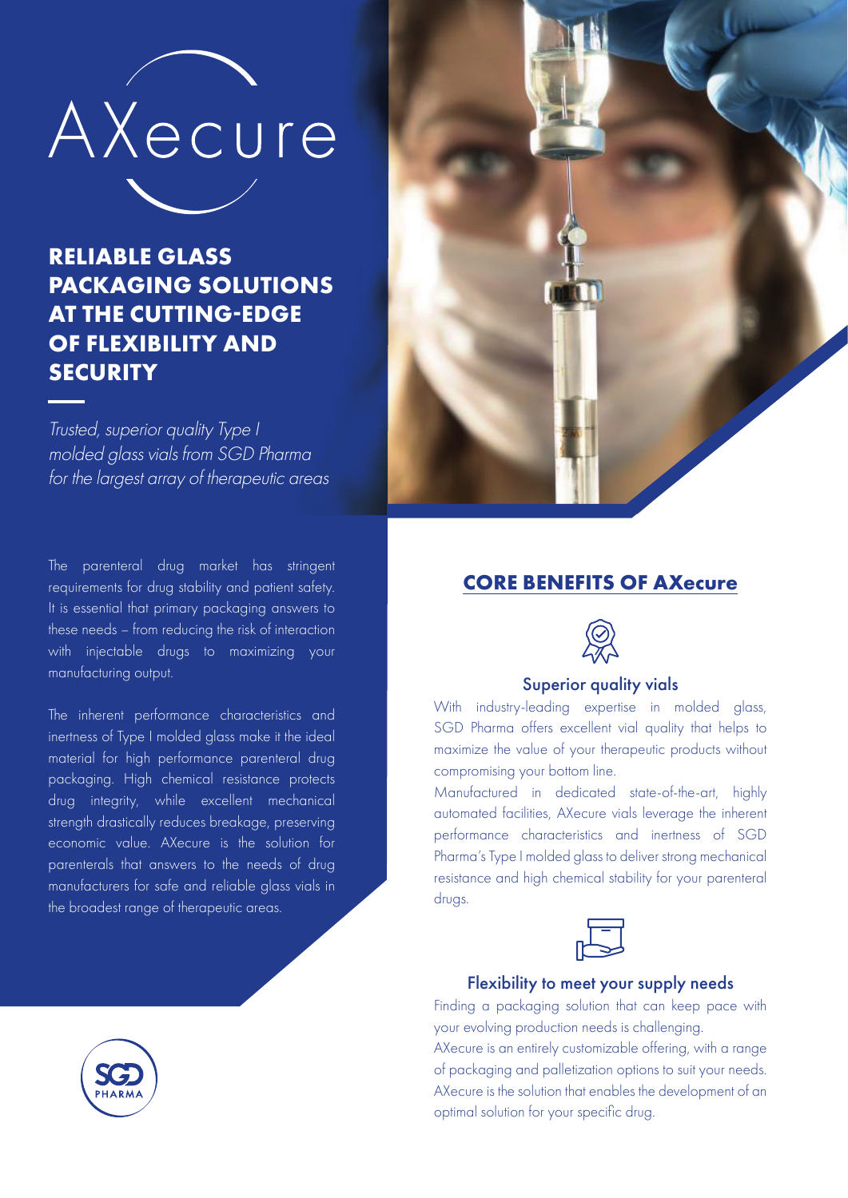# AXecure

## RELIABLE GLASS PACKAGING SOLUTIONS AT THE CUTTING-EDGE OF FLEXIBILITY AND SECURITY

*Trusted, superior quality Type I molded glass vials from SGD Pharma for the largest array of therapeutic areas*

The parenteral drug market has stringent requirements for drug stability and patient safety. It is essential that primary packaging answers to these needs – from reducing the risk of interaction with injectable drugs to maximizing your manufacturing output.

The inherent performance characteristics and inertness of Type I molded glass make it the ideal material for high performance parenteral drug packaging. High chemical resistance protects drug integrity, while excellent mechanical strength drastically reduces breakage, preserving economic value. AXecure is the solution for parenterals that answers to the needs of drug manufacturers for safe and reliable glass vials in the broadest range of therapeutic areas.

## CORE BENEFITS OF AXecure

### Superior quality vials

With industry-leading expertise in molded glass, SGD Pharma offers excellent vial quality that helps to maximize the value of your therapeutic products without compromising your bottom line.

Manufactured in dedicated state-of-the-art, highly automated facilities, AXecure vials leverage the inherent performance characteristics and inertness of SGD Pharma's Type I molded glass to deliver strong mechanical resistance and high chemical stability for your parenteral drugs.

### Flexibility to meet your supply needs

Finding a packaging solution that can keep pace with your evolving production needs is challenging.

AXecure is an entirely customizable offering, with a range of packaging and palletization options to suit your needs. AXecure is the solution that enables the development of an optimal solution for your specific drug.

SGD PHARMA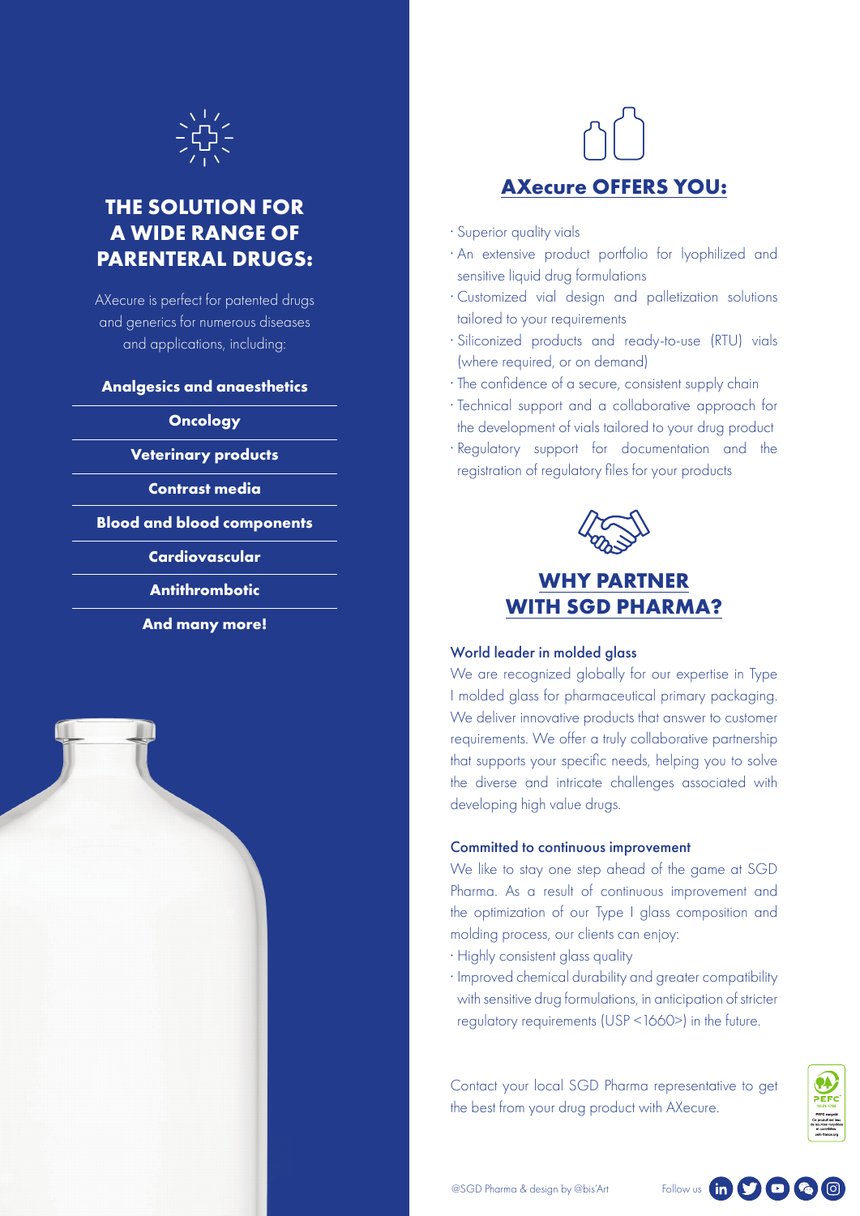## THE SOLUTION FOR A WIDE RANGE OF PARENTERAL DRUGS:

AXecure is perfect for patented drugs and generics for numerous diseases and applications, including:

**Analgesics and anaesthetics**

**Oncology**

**Veterinary products**

**Contrast media**

**Blood and blood components**

**Cardiovascular**

**Antithrombotic**

**And many more!**

## AXecure OFFERS YOU:

- Superior quality vials
- An extensive product portfolio for lyophilized and sensitive liquid drug formulations
- Customized vial design and palletization solutions tailored to your requirements
- Siliconized products and ready-to-use (RTU) vials (where required, or on demand)
- The confidence of a secure, consistent supply chain
- Technical support and a collaborative approach for the development of vials tailored to your drug product
- Regulatory support for documentation and the registration of regulatory files for your products

## WHY PARTNER WITH SGD PHARMA?

### World leader in molded glass

We are recognized globally for our expertise in Type I molded glass for pharmaceutical primary packaging. We deliver innovative products that answer to customer requirements. We offer a truly collaborative partnership that supports your specific needs, helping you to solve the diverse and intricate challenges associated with developing high value drugs.

### Committed to continuous improvement

We like to stay one step ahead of the game at SGD Pharma. As a result of continuous improvement and the optimization of our Type I glass composition and molding process, our clients can enjoy:

- Highly consistent glass quality
- Improved chemical durability and greater compatibility with sensitive drug formulations, in anticipation of stricter regulatory requirements (USP <1660>) in the future.

Contact your local SGD Pharma representative to get the best from your drug product with AXecure.

@SGD Pharma & design by @bis'Art

Follow us